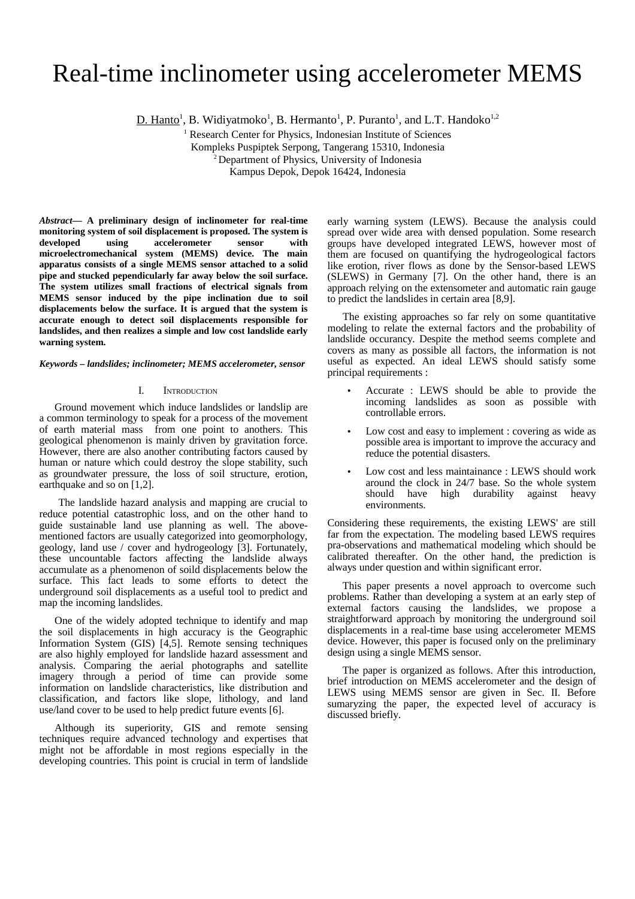# Real-time inclinometer using accelerometer MEMS

D. Hanto[1], B. Widiyatmoko[1], B. Hermanto[1], P. Puranto[1], and L.T. Handoko[1,2]

[1] Research Center for Physics, Indonesian Institute of Sciences
Kompleks Puspiptek Serpong, Tangerang 15310, Indonesia
[2] Department of Physics, University of Indonesia
Kampus Depok, Depok 16424, Indonesia

***Abstract*— A preliminary design of inclinometer for real-time monitoring system of soil displacement is proposed. The system is developed using accelerometer sensor with microelectromechanical system (MEMS) device. The main apparatus consists of a single MEMS sensor attached to a solid pipe and stucked pependicularly far away below the soil surface. The system utilizes small fractions of electrical signals from MEMS sensor induced by the pipe inclination due to soil displacements below the surface. It is argued that the system is accurate enough to detect soil displacements responsible for landslides, and then realizes a simple and low cost landslide early warning system.**

***Keywords – landslides; inclinometer; MEMS accelerometer, sensor***

## I. Introduction

Ground movement which induce landslides or landslip are a common terminology to speak for a process of the movement of earth material mass from one point to anothers. This geological phenomenon is mainly driven by gravitation force. However, there are also another contributing factors caused by human or nature which could destroy the slope stability, such as groundwater pressure, the loss of soil structure, erotion, earthquake and so on [1,2].

The landslide hazard analysis and mapping are crucial to reduce potential catastrophic loss, and on the other hand to guide sustainable land use planning as well. The above-mentioned factors are usually categorized into geomorphology, geology, land use / cover and hydrogeology [3]. Fortunately, these uncountable factors affecting the landslide always accumulate as a phenomenon of soild displacements below the surface. This fact leads to some efforts to detect the underground soil displacements as a useful tool to predict and map the incoming landslides.

One of the widely adopted technique to identify and map the soil displacements in high accuracy is the Geographic Information System (GIS) [4,5]. Remote sensing techniques are also highly employed for landslide hazard assessment and analysis. Comparing the aerial photographs and satellite imagery through a period of time can provide some information on landslide characteristics, like distribution and classification, and factors like slope, lithology, and land use/land cover to be used to help predict future events [6].

Although its superiority, GIS and remote sensing techniques require advanced technology and expertises that might not be affordable in most regions especially in the developing countries. This point is crucial in term of landslide early warning system (LEWS). Because the analysis could spread over wide area with densed population. Some research groups have developed integrated LEWS, however most of them are focused on quantifying the hydrogeological factors like erotion, river flows as done by the Sensor-based LEWS (SLEWS) in Germany [7]. On the other hand, there is an approach relying on the extensometer and automatic rain gauge to predict the landslides in certain area [8,9].

The existing approaches so far rely on some quantitative modeling to relate the external factors and the probability of landslide occurancy. Despite the method seems complete and covers as many as possible all factors, the information is not useful as expected. An ideal LEWS should satisfy some principal requirements :

- Accurate : LEWS should be able to provide the incoming landslides as soon as possible with controllable errors.
- Low cost and easy to implement : covering as wide as possible area is important to improve the accuracy and reduce the potential disasters.
- Low cost and less maintainance : LEWS should work around the clock in 24/7 base. So the whole system should have high durability against heavy environments.

Considering these requirements, the existing LEWS' are still far from the expectation. The modeling based LEWS requires pra-observations and mathematical modeling which should be calibrated thereafter. On the other hand, the prediction is always under question and within significant error.

This paper presents a novel approach to overcome such problems. Rather than developing a system at an early step of external factors causing the landslides, we propose a straightforward approach by monitoring the underground soil displacements in a real-time base using accelerometer MEMS device. However, this paper is focused only on the preliminary design using a single MEMS sensor.

The paper is organized as follows. After this introduction, brief introduction on MEMS accelerometer and the design of LEWS using MEMS sensor are given in Sec. II. Before sumaryzing the paper, the expected level of accuracy is discussed briefly.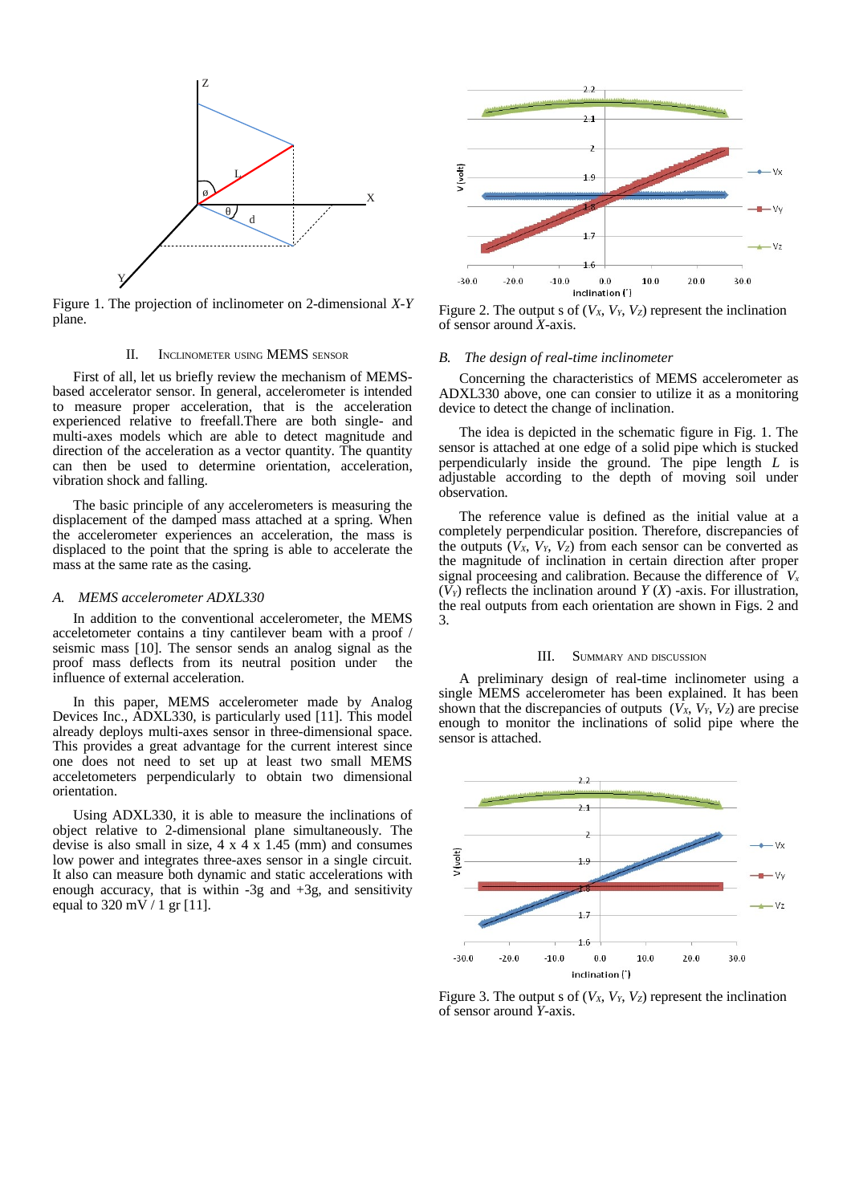Figure 1. The projection of inclinometer on 2-dimensional *X*-*Y* plane.

## II. Inclinometer using MEMS sensor

First of all, let us briefly review the mechanism of MEMS-based accelerator sensor. In general, accelerometer is intended to measure proper acceleration, that is the acceleration experienced relative to freefall.There are both single- and multi-axes models which are able to detect magnitude and direction of the acceleration as a vector quantity. The quantity can then be used to determine orientation, acceleration, vibration shock and falling.

The basic principle of any accelerometers is measuring the displacement of the damped mass attached at a spring. When the accelerometer experiences an acceleration, the mass is displaced to the point that the spring is able to accelerate the mass at the same rate as the casing.

### *A. MEMS accelerometer ADXL330*

In addition to the conventional accelerometer, the MEMS acceletometer contains a tiny cantilever beam with a proof / seismic mass [10]. The sensor sends an analog signal as the proof mass deflects from its neutral position under the influence of external acceleration.

In this paper, MEMS accelerometer made by Analog Devices Inc., ADXL330, is particularly used [11]. This model already deploys multi-axes sensor in three-dimensional space. This provides a great advantage for the current interest since one does not need to set up at least two small MEMS acceletometers perpendicularly to obtain two dimensional orientation.

Using ADXL330, it is able to measure the inclinations of object relative to 2-dimensional plane simultaneously. The devise is also small in size, 4 x 4 x 1.45 (mm) and consumes low power and integrates three-axes sensor in a single circuit. It also can measure both dynamic and static accelerations with enough accuracy, that is within -3g and +3g, and sensitivity equal to 320 mV / 1 gr [11].

Figure 2. The output s of ($V_X$, $V_Y$, $V_Z$) represent the inclination of sensor around *X*-axis.

### *B. The design of real-time inclinometer*

Concerning the characteristics of MEMS accelerometer as ADXL330 above, one can consier to utilize it as a monitoring device to detect the change of inclination.

The idea is depicted in the schematic figure in Fig. 1. The sensor is attached at one edge of a solid pipe which is stucked perpendicularly inside the ground. The pipe length *L* is adjustable according to the depth of moving soil under observation.

The reference value is defined as the initial value at a completely perpendicular position. Therefore, discrepancies of the outputs ($V_X$, $V_Y$, $V_Z$) from each sensor can be converted as the magnitude of inclination in certain direction after proper signal proceesing and calibration. Because the difference of $V_x$ ($V_y$) reflects the inclination around *Y* (*X*) -axis. For illustration, the real outputs from each orientation are shown in Figs. 2 and 3.

## III. Summary and discussion

A preliminary design of real-time inclinometer using a single MEMS accelerometer has been explained. It has been shown that the discrepancies of outputs ($V_X$, $V_Y$, $V_Z$) are precise enough to monitor the inclinations of solid pipe where the sensor is attached.

Figure 3. The output s of ($V_X$, $V_Y$, $V_Z$) represent the inclination of sensor around *Y*-axis.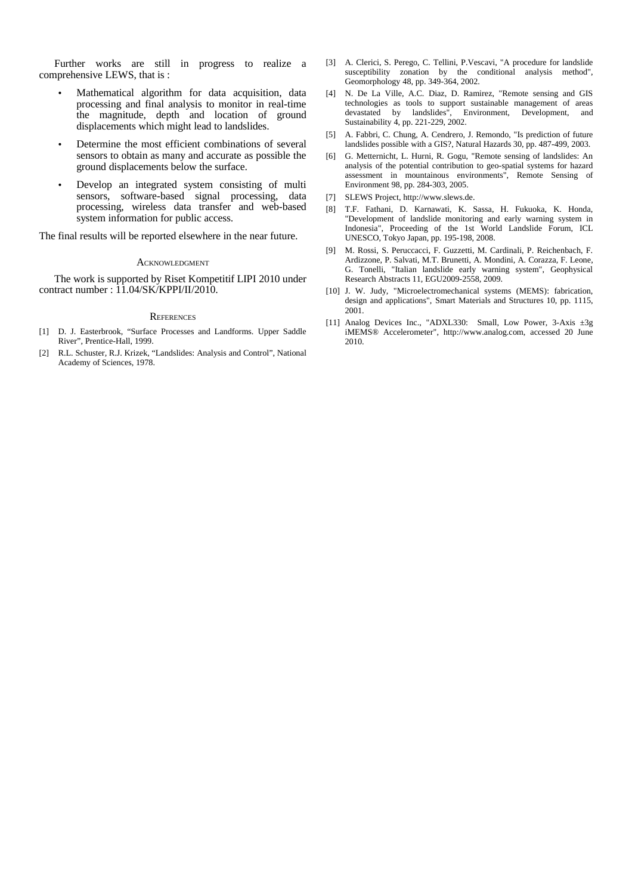Further works are still in progress to realize a comprehensive LEWS, that is :

- Mathematical algorithm for data acquisition, data processing and final analysis to monitor in real-time the magnitude, depth and location of ground displacements which might lead to landslides.
- Determine the most efficient combinations of several sensors to obtain as many and accurate as possible the ground displacements below the surface.
- Develop an integrated system consisting of multi sensors, software-based signal processing, data processing, wireless data transfer and web-based system information for public access.

The final results will be reported elsewhere in the near future.

## Acknowledgment

The work is supported by Riset Kompetitif LIPI 2010 under contract number : 11.04/SK/KPPI/II/2010.

## References

[1] D. J. Easterbrook, "Surface Processes and Landforms. Upper Saddle River", Prentice-Hall, 1999.

[2] R.L. Schuster, R.J. Krizek, "Landslides: Analysis and Control", National Academy of Sciences, 1978.

[3] A. Clerici, S. Perego, C. Tellini, P.Vescavi, "A procedure for landslide susceptibility zonation by the conditional analysis method", Geomorphology 48, pp. 349-364, 2002.

[4] N. De La Ville, A.C. Diaz, D. Ramirez, "Remote sensing and GIS technologies as tools to support sustainable management of areas devastated by landslides", Environment, Development, and Sustainability 4, pp. 221-229, 2002.

[5] A. Fabbri, C. Chung, A. Cendrero, J. Remondo, "Is prediction of future landslides possible with a GIS?, Natural Hazards 30, pp. 487-499, 2003.

[6] G. Metternicht, L. Hurni, R. Gogu, "Remote sensing of landslides: An analysis of the potential contribution to geo-spatial systems for hazard assessment in mountainous environments", Remote Sensing of Environment 98, pp. 284-303, 2005.

[7] SLEWS Project, http://www.slews.de.

[8] T.F. Fathani, D. Karnawati, K. Sassa, H. Fukuoka, K. Honda, "Development of landslide monitoring and early warning system in Indonesia", Proceeding of the 1st World Landslide Forum, ICL UNESCO, Tokyo Japan, pp. 195-198, 2008.

[9] M. Rossi, S. Peruccacci, F. Guzzetti, M. Cardinali, P. Reichenbach, F. Ardizzone, P. Salvati, M.T. Brunetti, A. Mondini, A. Corazza, F. Leone, G. Tonelli, "Italian landslide early warning system", Geophysical Research Abstracts 11, EGU2009-2558, 2009.

[10] J. W. Judy, "Microelectromechanical systems (MEMS): fabrication, design and applications", Smart Materials and Structures 10, pp. 1115, 2001.

[11] Analog Devices Inc., "ADXL330: Small, Low Power, 3-Axis ±3g iMEMS® Accelerometer", http://www.analog.com, accessed 20 June 2010.